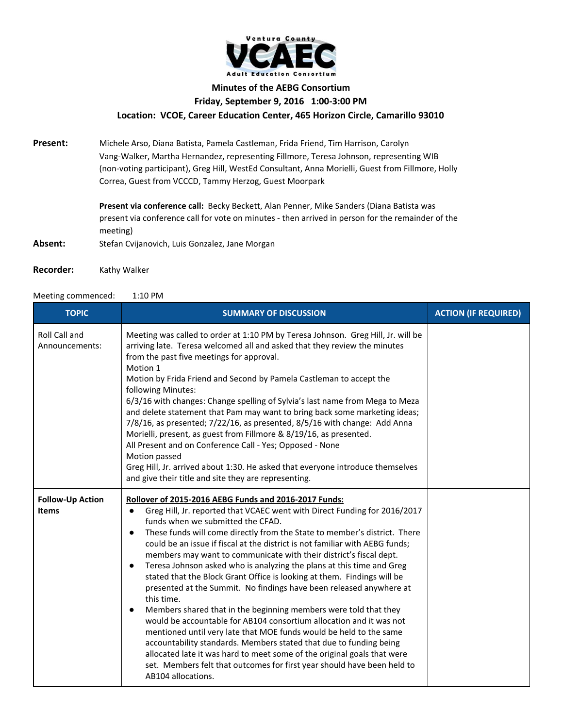Ventura County **VCAEC** Adult Education Consortium

**Minutes of the AEBG Consortium**

**Friday, September 9, 2016 1:00-3:00 PM**

**Location: VCOE, Career Education Center, 465 Horizon Circle, Camarillo 93010**

**Present:** Michele Arso, Diana Batista, Pamela Castleman, Frida Friend, Tim Harrison, Carolyn Vang-Walker, Martha Hernandez, representing Fillmore, Teresa Johnson, representing WIB (non-voting participant), Greg Hill, WestEd Consultant, Anna Morielli, Guest from Fillmore, Holly Correa, Guest from VCCCD, Tammy Herzog, Guest Moorpark

**Present via conference call:** Becky Beckett, Alan Penner, Mike Sanders (Diana Batista was present via conference call for vote on minutes - then arrived in person for the remainder of the meeting)

**Absent:** Stefan Cvijanovich, Luis Gonzalez, Jane Morgan

**Recorder:** Kathy Walker

Meeting commenced: 1:10 PM

| TOPIC | SUMMARY OF DISCUSSION | ACTION (IF REQUIRED) |
|---|---|---|
| Roll Call and Announcements: | Meeting was called to order at 1:10 PM by Teresa Johnson. Greg Hill, Jr. will be arriving late. Teresa welcomed all and asked that they review the minutes from the past five meetings for approval.<br><u>Motion 1</u><br>Motion by Frida Friend and Second by Pamela Castleman to accept the following Minutes:<br>6/3/16 with changes: Change spelling of Sylvia's last name from Mega to Meza and delete statement that Pam may want to bring back some marketing ideas; 7/8/16, as presented; 7/22/16, as presented, 8/5/16 with change: Add Anna Morielli, present, as guest from Fillmore & 8/19/16, as presented.<br>All Present and on Conference Call - Yes; Opposed - None<br>Motion passed<br>Greg Hill, Jr. arrived about 1:30. He asked that everyone introduce themselves and give their title and site they are representing. | |
| **Follow-Up Action Items** | **<u>Rollover of 2015-2016 AEBG Funds and 2016-2017 Funds:</u>**<br>● Greg Hill, Jr. reported that VCAEC went with Direct Funding for 2016/2017 funds when we submitted the CFAD.<br>● These funds will come directly from the State to member's district. There could be an issue if fiscal at the district is not familiar with AEBG funds; members may want to communicate with their district's fiscal dept.<br>● Teresa Johnson asked who is analyzing the plans at this time and Greg stated that the Block Grant Office is looking at them. Findings will be presented at the Summit. No findings have been released anywhere at this time.<br>● Members shared that in the beginning members were told that they would be accountable for AB104 consortium allocation and it was not mentioned until very late that MOE funds would be held to the same accountability standards. Members stated that due to funding being allocated late it was hard to meet some of the original goals that were set. Members felt that outcomes for first year should have been held to AB104 allocations. | |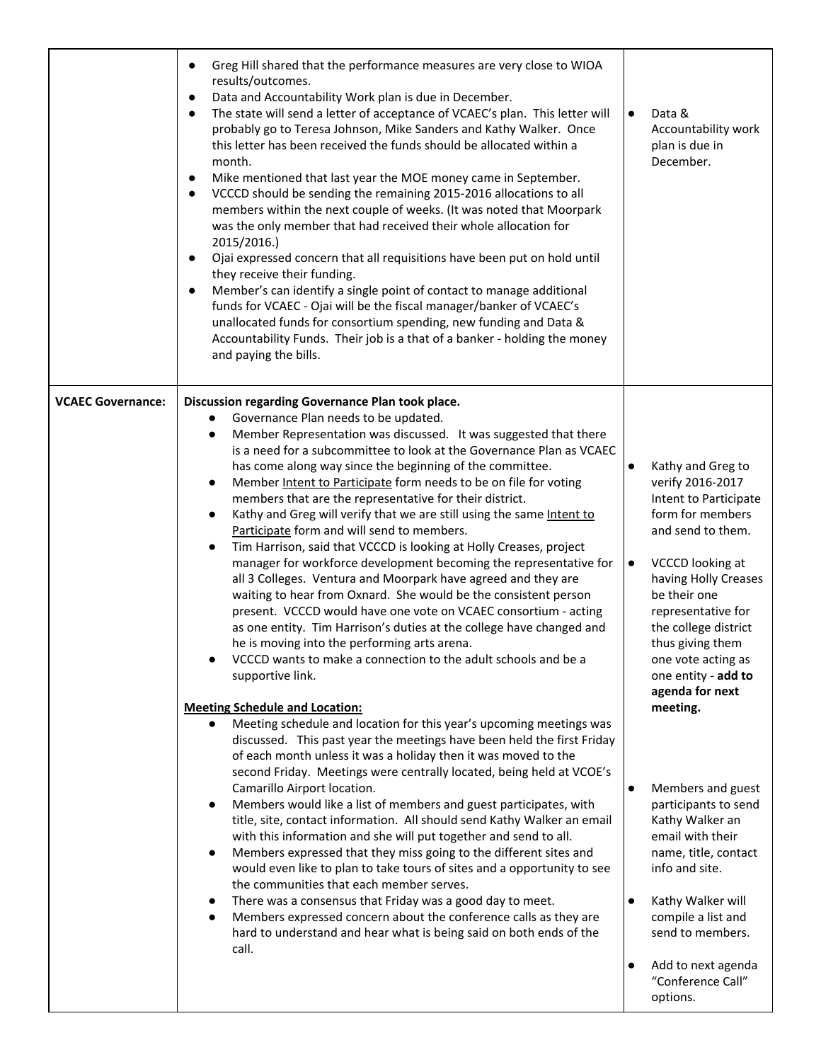|  |  |  |
|---|---|---|
|  | <ul><li>Greg Hill shared that the performance measures are very close to WIOA results/outcomes.</li><li>Data and Accountability Work plan is due in December.</li><li>The state will send a letter of acceptance of VCAEC's plan. This letter will probably go to Teresa Johnson, Mike Sanders and Kathy Walker. Once this letter has been received the funds should be allocated within a month.</li><li>Mike mentioned that last year the MOE money came in September.</li><li>VCCCD should be sending the remaining 2015-2016 allocations to all members within the next couple of weeks. (It was noted that Moorpark was the only member that had received their whole allocation for 2015/2016.)</li><li>Ojai expressed concern that all requisitions have been put on hold until they receive their funding.</li><li>Member's can identify a single point of contact to manage additional funds for VCAEC - Ojai will be the fiscal manager/banker of VCAEC's unallocated funds for consortium spending, new funding and Data & Accountability Funds. Their job is a that of a banker - holding the money and paying the bills.</li></ul> | <ul><li>Data & Accountability work plan is due in December.</li></ul> |
| **VCAEC Governance:** | **Discussion regarding Governance Plan took place.**<ul><li>Governance Plan needs to be updated.</li><li>Member Representation was discussed. It was suggested that there is a need for a subcommittee to look at the Governance Plan as VCAEC has come along way since the beginning of the committee.</li><li>Member <u>Intent to Participate</u> form needs to be on file for voting members that are the representative for their district.</li><li>Kathy and Greg will verify that we are still using the same <u>Intent to Participate</u> form and will send to members.</li><li>Tim Harrison, said that VCCCD is looking at Holly Creases, project manager for workforce development becoming the representative for all 3 Colleges. Ventura and Moorpark have agreed and they are waiting to hear from Oxnard. She would be the consistent person present. VCCCD would have one vote on VCAEC consortium - acting as one entity. Tim Harrison's duties at the college have changed and he is moving into the performing arts arena.</li><li>VCCCD wants to make a connection to the adult schools and be a supportive link.</li></ul>**<u>Meeting Schedule and Location:</u>**<ul><li>Meeting schedule and location for this year's upcoming meetings was discussed. This past year the meetings have been held the first Friday of each month unless it was a holiday then it was moved to the second Friday. Meetings were centrally located, being held at VCOE's Camarillo Airport location.</li><li>Members would like a list of members and guest participates, with title, site, contact information. All should send Kathy Walker an email with this information and she will put together and send to all.</li><li>Members expressed that they miss going to the different sites and would even like to plan to take tours of sites and a opportunity to see the communities that each member serves.</li><li>There was a consensus that Friday was a good day to meet.</li><li>Members expressed concern about the conference calls as they are hard to understand and hear what is being said on both ends of the call.</li></ul> | <ul><li>Kathy and Greg to verify 2016-2017 Intent to Participate form for members and send to them.</li><li>VCCCD looking at having Holly Creases be their one representative for the college district thus giving them one vote acting as one entity - **add to agenda for next meeting.**</li><li>Members and guest participants to send Kathy Walker an email with their name, title, contact info and site.</li><li>Kathy Walker will compile a list and send to members.</li><li>Add to next agenda "Conference Call" options.</li></ul> |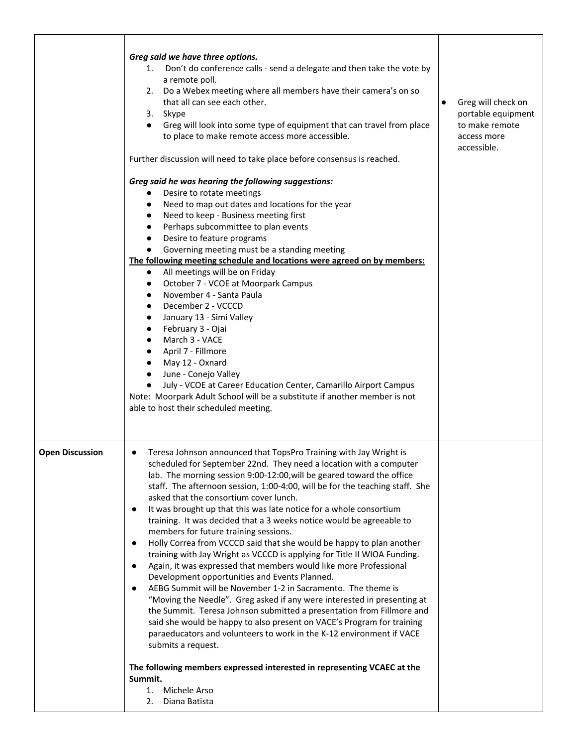| | | |
|---|---|---|
| | ***Greg said we have three options.***<br>1. Don't do conference calls - send a delegate and then take the vote by a remote poll.<br>2. Do a Webex meeting where all members have their camera's on so that all can see each other.<br>3. Skype<br>● Greg will look into some type of equipment that can travel from place to place to make remote access more accessible.<br><br>Further discussion will need to take place before consensus is reached.<br><br>***Greg said he was hearing the following suggestions:***<br>● Desire to rotate meetings<br>● Need to map out dates and locations for the year<br>● Need to keep - Business meeting first<br>● Perhaps subcommittee to plan events<br>● Desire to feature programs<br>● Governing meeting must be a standing meeting<br>**<u>The following meeting schedule and locations were agreed on by members:</u>**<br>● All meetings will be on Friday<br>● October 7 - VCOE at Moorpark Campus<br>● November 4 - Santa Paula<br>● December 2 - VCCCD<br>● January 13 - Simi Valley<br>● February 3 - Ojai<br>● March 3 - VACE<br>● April 7 - Fillmore<br>● May 12 - Oxnard<br>● June - Conejo Valley<br>● July - VCOE at Career Education Center, Camarillo Airport Campus<br>Note: Moorpark Adult School will be a substitute if another member is not able to host their scheduled meeting. | ● Greg will check on portable equipment to make remote access more accessible. |
| **Open Discussion** | ● Teresa Johnson announced that TopsPro Training with Jay Wright is scheduled for September 22nd. They need a location with a computer lab. The morning session 9:00-12:00,will be geared toward the office staff. The afternoon session, 1:00-4:00, will be for the teaching staff. She asked that the consortium cover lunch.<br>● It was brought up that this was late notice for a whole consortium training. It was decided that a 3 weeks notice would be agreeable to members for future training sessions.<br>● Holly Correa from VCCCD said that she would be happy to plan another training with Jay Wright as VCCCD is applying for Title II WIOA Funding.<br>● Again, it was expressed that members would like more Professional Development opportunities and Events Planned.<br>● AEBG Summit will be November 1-2 in Sacramento. The theme is "Moving the Needle". Greg asked if any were interested in presenting at the Summit. Teresa Johnson submitted a presentation from Fillmore and said she would be happy to also present on VACE's Program for training paraeducators and volunteers to work in the K-12 environment if VACE submits a request.<br><br>**The following members expressed interested in representing VCAEC at the Summit.**<br>1. Michele Arso<br>2. Diana Batista | |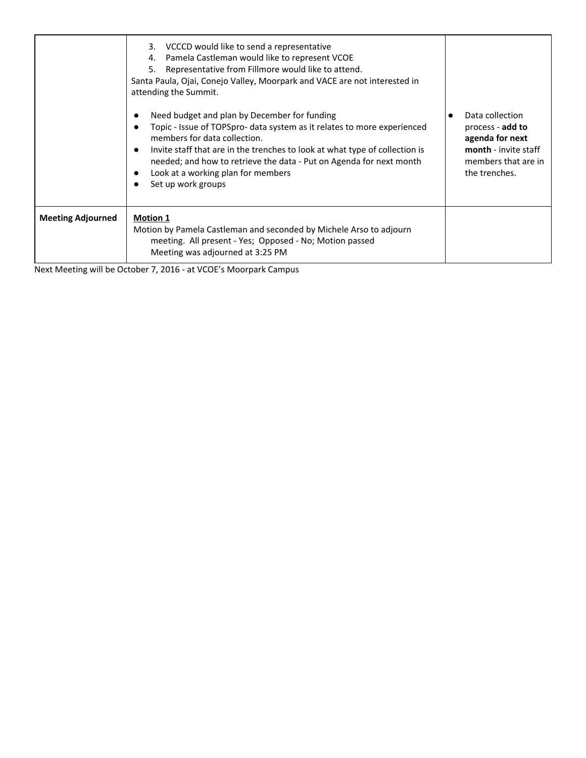| | | |
|---|---|---|
| | 3. VCCCD would like to send a representative<br>4. Pamela Castleman would like to represent VCOE<br>5. Representative from Fillmore would like to attend.<br>Santa Paula, Ojai, Conejo Valley, Moorpark and VACE are not interested in attending the Summit.<br><br>● Need budget and plan by December for funding<br>● Topic - Issue of TOPSpro- data system as it relates to more experienced members for data collection.<br>● Invite staff that are in the trenches to look at what type of collection is needed; and how to retrieve the data - Put on Agenda for next month<br>● Look at a working plan for members<br>● Set up work groups | ● Data collection process - **add to agenda for next month** - invite staff members that are in the trenches. |
| **Meeting Adjourned** | **Motion 1**<br>Motion by Pamela Castleman and seconded by Michele Arso to adjourn meeting. All present - Yes; Opposed - No; Motion passed<br>Meeting was adjourned at 3:25 PM | |

Next Meeting will be October 7, 2016 - at VCOE's Moorpark Campus